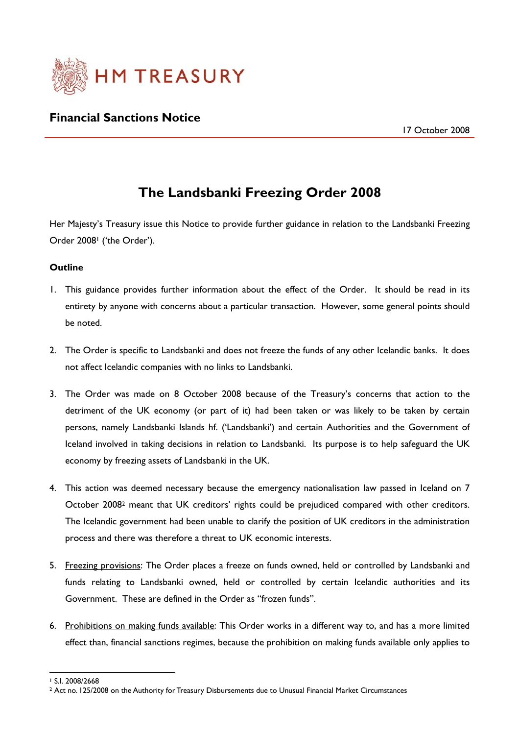HM TREASURY

## Financial Sanctions Notice

17 October 2008

# The Landsbanki Freezing Order 2008

Her Majesty's Treasury issue this Notice to provide further guidance in relation to the Landsbanki Freezing Order 2008[1] ('the Order').

**Outline**

1. This guidance provides further information about the effect of the Order. It should be read in its entirety by anyone with concerns about a particular transaction. However, some general points should be noted.

2. The Order is specific to Landsbanki and does not freeze the funds of any other Icelandic banks. It does not affect Icelandic companies with no links to Landsbanki.

3. The Order was made on 8 October 2008 because of the Treasury's concerns that action to the detriment of the UK economy (or part of it) had been taken or was likely to be taken by certain persons, namely Landsbanki Islands hf. ('Landsbanki') and certain Authorities and the Government of Iceland involved in taking decisions in relation to Landsbanki. Its purpose is to help safeguard the UK economy by freezing assets of Landsbanki in the UK.

4. This action was deemed necessary because the emergency nationalisation law passed in Iceland on 7 October 2008[2] meant that UK creditors' rights could be prejudiced compared with other creditors. The Icelandic government had been unable to clarify the position of UK creditors in the administration process and there was therefore a threat to UK economic interests.

5. Freezing provisions: The Order places a freeze on funds owned, held or controlled by Landsbanki and funds relating to Landsbanki owned, held or controlled by certain Icelandic authorities and its Government. These are defined in the Order as "frozen funds".

6. Prohibitions on making funds available: This Order works in a different way to, and has a more limited effect than, financial sanctions regimes, because the prohibition on making funds available only applies to

---

[1] S.I. 2008/2668

[2] Act no. 125/2008 on the Authority for Treasury Disbursements due to Unusual Financial Market Circumstances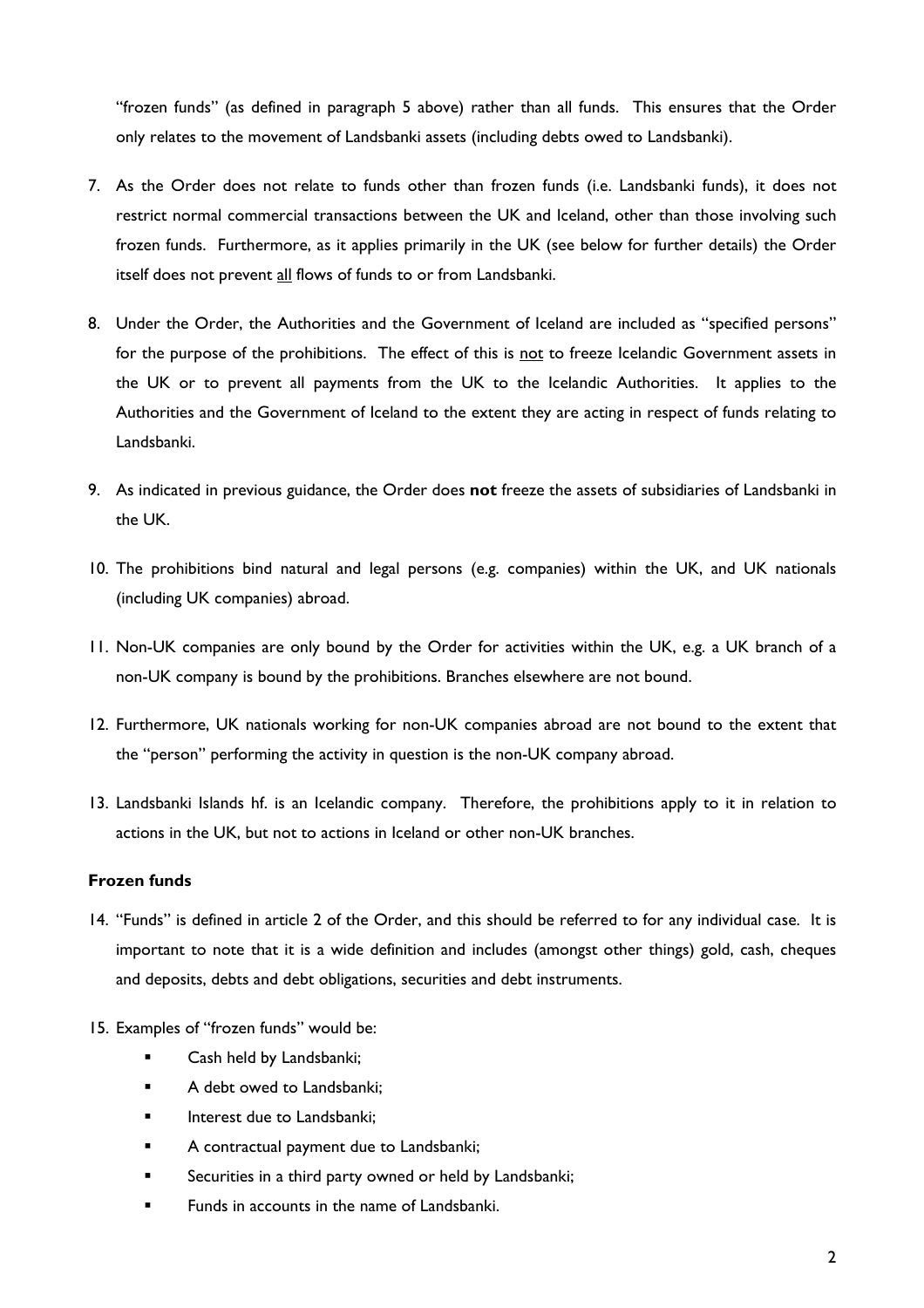"frozen funds" (as defined in paragraph 5 above) rather than all funds. This ensures that the Order only relates to the movement of Landsbanki assets (including debts owed to Landsbanki).

7. As the Order does not relate to funds other than frozen funds (i.e. Landsbanki funds), it does not restrict normal commercial transactions between the UK and Iceland, other than those involving such frozen funds. Furthermore, as it applies primarily in the UK (see below for further details) the Order itself does not prevent <u>all</u> flows of funds to or from Landsbanki.

8. Under the Order, the Authorities and the Government of Iceland are included as "specified persons" for the purpose of the prohibitions. The effect of this is <u>not</u> to freeze Icelandic Government assets in the UK or to prevent all payments from the UK to the Icelandic Authorities. It applies to the Authorities and the Government of Iceland to the extent they are acting in respect of funds relating to Landsbanki.

9. As indicated in previous guidance, the Order does **not** freeze the assets of subsidiaries of Landsbanki in the UK.

10. The prohibitions bind natural and legal persons (e.g. companies) within the UK, and UK nationals (including UK companies) abroad.

11. Non-UK companies are only bound by the Order for activities within the UK, e.g. a UK branch of a non-UK company is bound by the prohibitions. Branches elsewhere are not bound.

12. Furthermore, UK nationals working for non-UK companies abroad are not bound to the extent that the "person" performing the activity in question is the non-UK company abroad.

13. Landsbanki Islands hf. is an Icelandic company. Therefore, the prohibitions apply to it in relation to actions in the UK, but not to actions in Iceland or other non-UK branches.

**Frozen funds**

14. "Funds" is defined in article 2 of the Order, and this should be referred to for any individual case. It is important to note that it is a wide definition and includes (amongst other things) gold, cash, cheques and deposits, debts and debt obligations, securities and debt instruments.

15. Examples of "frozen funds" would be:
    - Cash held by Landsbanki;
    - A debt owed to Landsbanki;
    - Interest due to Landsbanki;
    - A contractual payment due to Landsbanki;
    - Securities in a third party owned or held by Landsbanki;
    - Funds in accounts in the name of Landsbanki.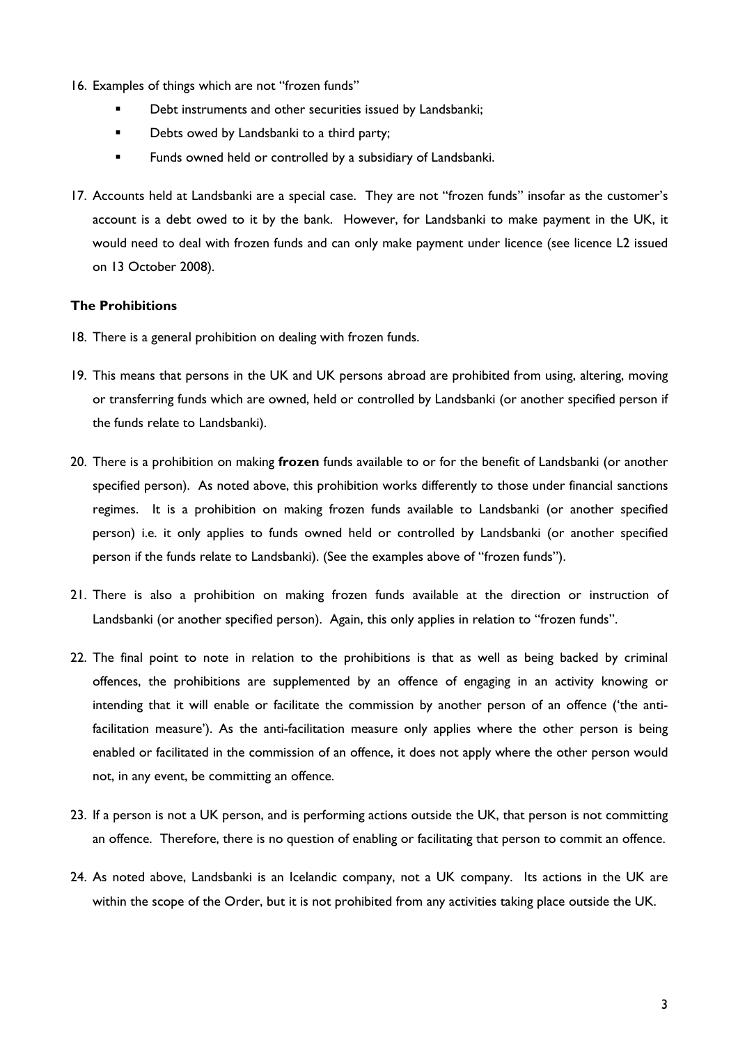16. Examples of things which are not "frozen funds"
    - Debt instruments and other securities issued by Landsbanki;
    - Debts owed by Landsbanki to a third party;
    - Funds owned held or controlled by a subsidiary of Landsbanki.

17. Accounts held at Landsbanki are a special case. They are not "frozen funds" insofar as the customer's account is a debt owed to it by the bank. However, for Landsbanki to make payment in the UK, it would need to deal with frozen funds and can only make payment under licence (see licence L2 issued on 13 October 2008).

**The Prohibitions**

18. There is a general prohibition on dealing with frozen funds.

19. This means that persons in the UK and UK persons abroad are prohibited from using, altering, moving or transferring funds which are owned, held or controlled by Landsbanki (or another specified person if the funds relate to Landsbanki).

20. There is a prohibition on making **frozen** funds available to or for the benefit of Landsbanki (or another specified person). As noted above, this prohibition works differently to those under financial sanctions regimes. It is a prohibition on making frozen funds available to Landsbanki (or another specified person) i.e. it only applies to funds owned held or controlled by Landsbanki (or another specified person if the funds relate to Landsbanki). (See the examples above of "frozen funds").

21. There is also a prohibition on making frozen funds available at the direction or instruction of Landsbanki (or another specified person). Again, this only applies in relation to "frozen funds".

22. The final point to note in relation to the prohibitions is that as well as being backed by criminal offences, the prohibitions are supplemented by an offence of engaging in an activity knowing or intending that it will enable or facilitate the commission by another person of an offence ('the anti-facilitation measure'). As the anti-facilitation measure only applies where the other person is being enabled or facilitated in the commission of an offence, it does not apply where the other person would not, in any event, be committing an offence.

23. If a person is not a UK person, and is performing actions outside the UK, that person is not committing an offence. Therefore, there is no question of enabling or facilitating that person to commit an offence.

24. As noted above, Landsbanki is an Icelandic company, not a UK company. Its actions in the UK are within the scope of the Order, but it is not prohibited from any activities taking place outside the UK.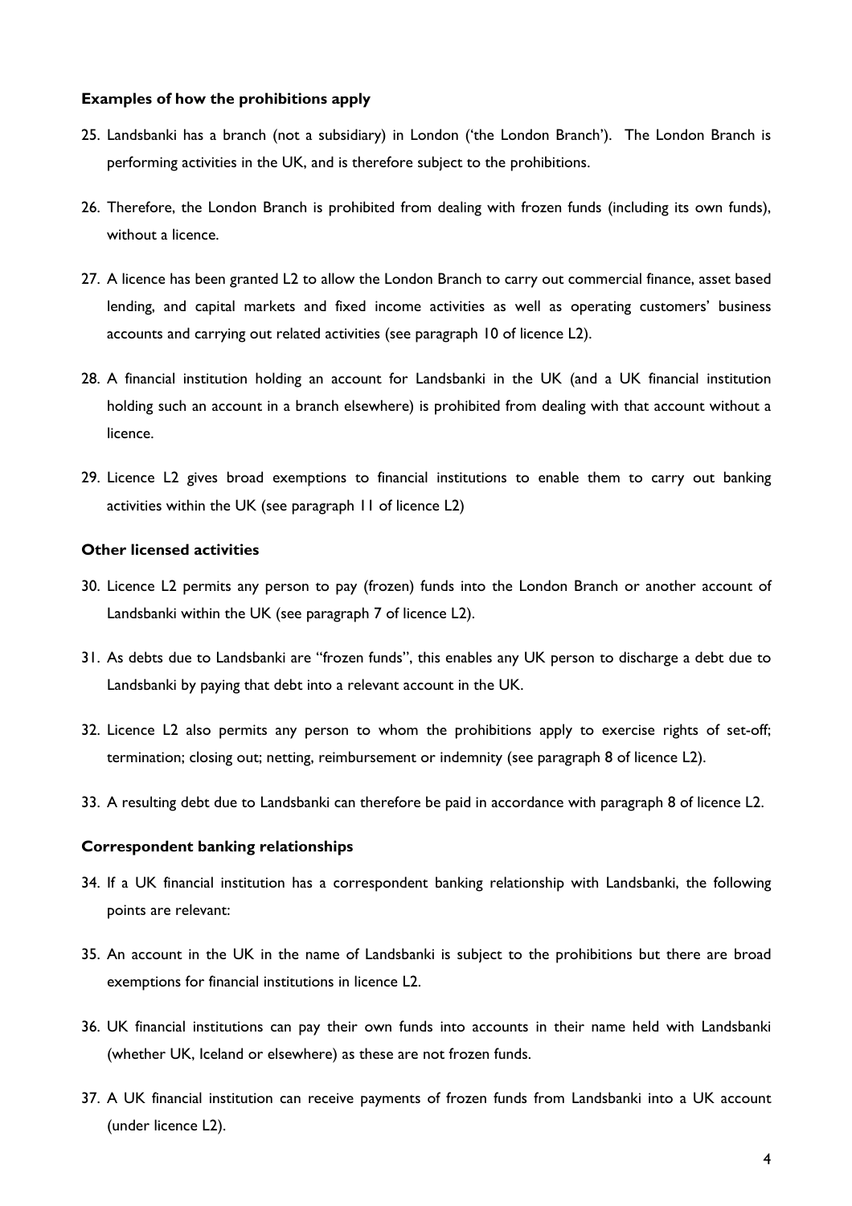**Examples of how the prohibitions apply**

25. Landsbanki has a branch (not a subsidiary) in London ('the London Branch'). The London Branch is performing activities in the UK, and is therefore subject to the prohibitions.

26. Therefore, the London Branch is prohibited from dealing with frozen funds (including its own funds), without a licence.

27. A licence has been granted L2 to allow the London Branch to carry out commercial finance, asset based lending, and capital markets and fixed income activities as well as operating customers' business accounts and carrying out related activities (see paragraph 10 of licence L2).

28. A financial institution holding an account for Landsbanki in the UK (and a UK financial institution holding such an account in a branch elsewhere) is prohibited from dealing with that account without a licence.

29. Licence L2 gives broad exemptions to financial institutions to enable them to carry out banking activities within the UK (see paragraph 11 of licence L2)

**Other licensed activities**

30. Licence L2 permits any person to pay (frozen) funds into the London Branch or another account of Landsbanki within the UK (see paragraph 7 of licence L2).

31. As debts due to Landsbanki are "frozen funds", this enables any UK person to discharge a debt due to Landsbanki by paying that debt into a relevant account in the UK.

32. Licence L2 also permits any person to whom the prohibitions apply to exercise rights of set-off; termination; closing out; netting, reimbursement or indemnity (see paragraph 8 of licence L2).

33. A resulting debt due to Landsbanki can therefore be paid in accordance with paragraph 8 of licence L2.

**Correspondent banking relationships**

34. If a UK financial institution has a correspondent banking relationship with Landsbanki, the following points are relevant:

35. An account in the UK in the name of Landsbanki is subject to the prohibitions but there are broad exemptions for financial institutions in licence L2.

36. UK financial institutions can pay their own funds into accounts in their name held with Landsbanki (whether UK, Iceland or elsewhere) as these are not frozen funds.

37. A UK financial institution can receive payments of frozen funds from Landsbanki into a UK account (under licence L2).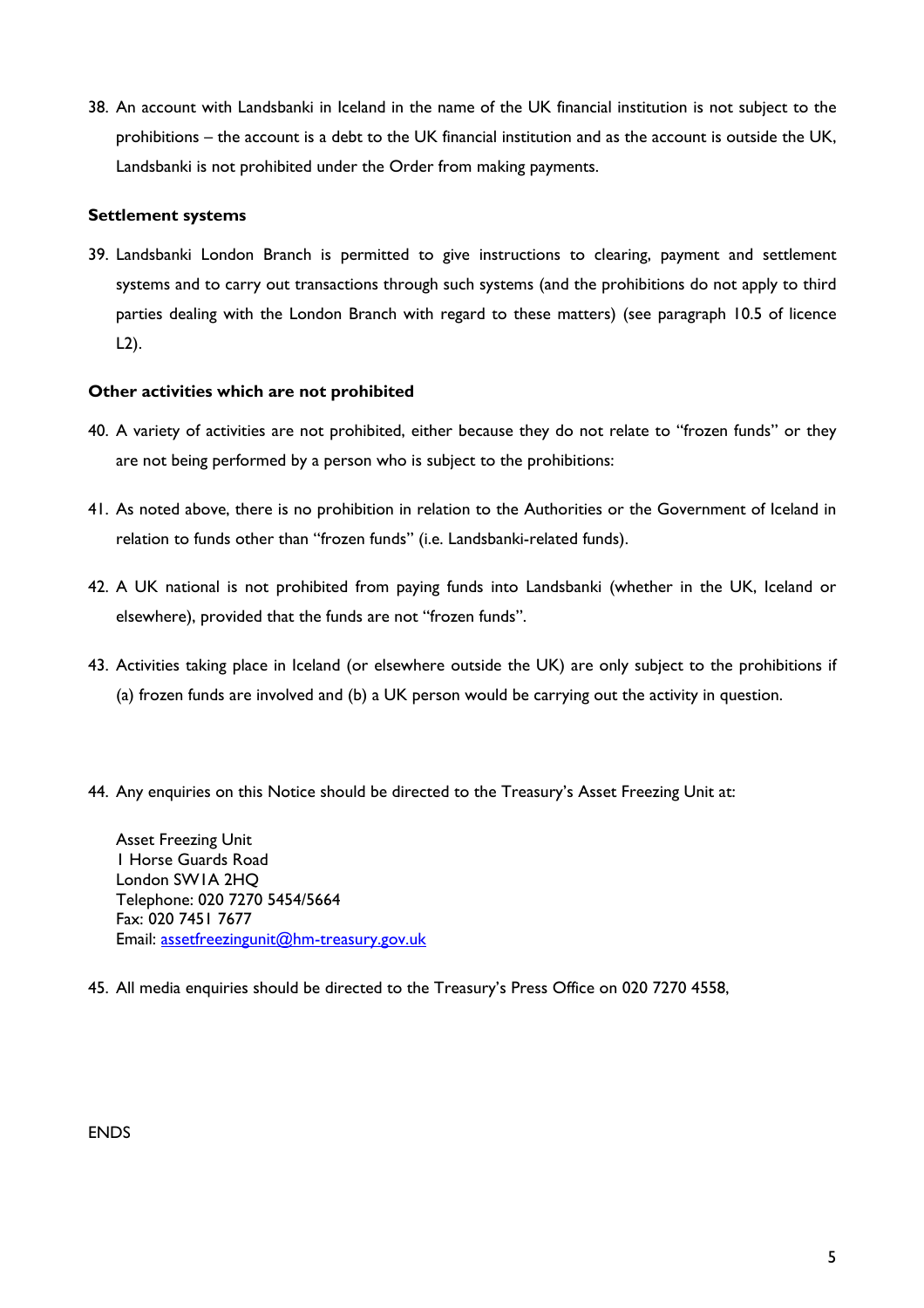38. An account with Landsbanki in Iceland in the name of the UK financial institution is not subject to the prohibitions – the account is a debt to the UK financial institution and as the account is outside the UK, Landsbanki is not prohibited under the Order from making payments.

**Settlement systems**

39. Landsbanki London Branch is permitted to give instructions to clearing, payment and settlement systems and to carry out transactions through such systems (and the prohibitions do not apply to third parties dealing with the London Branch with regard to these matters) (see paragraph 10.5 of licence L2).

**Other activities which are not prohibited**

40. A variety of activities are not prohibited, either because they do not relate to "frozen funds" or they are not being performed by a person who is subject to the prohibitions:

41. As noted above, there is no prohibition in relation to the Authorities or the Government of Iceland in relation to funds other than "frozen funds" (i.e. Landsbanki-related funds).

42. A UK national is not prohibited from paying funds into Landsbanki (whether in the UK, Iceland or elsewhere), provided that the funds are not "frozen funds".

43. Activities taking place in Iceland (or elsewhere outside the UK) are only subject to the prohibitions if (a) frozen funds are involved and (b) a UK person would be carrying out the activity in question.

44. Any enquiries on this Notice should be directed to the Treasury's Asset Freezing Unit at:

    Asset Freezing Unit
    1 Horse Guards Road
    London SW1A 2HQ
    Telephone: 020 7270 5454/5664
    Fax: 020 7451 7677
    Email: assetfreezingunit@hm-treasury.gov.uk

45. All media enquiries should be directed to the Treasury's Press Office on 020 7270 4558,

ENDS